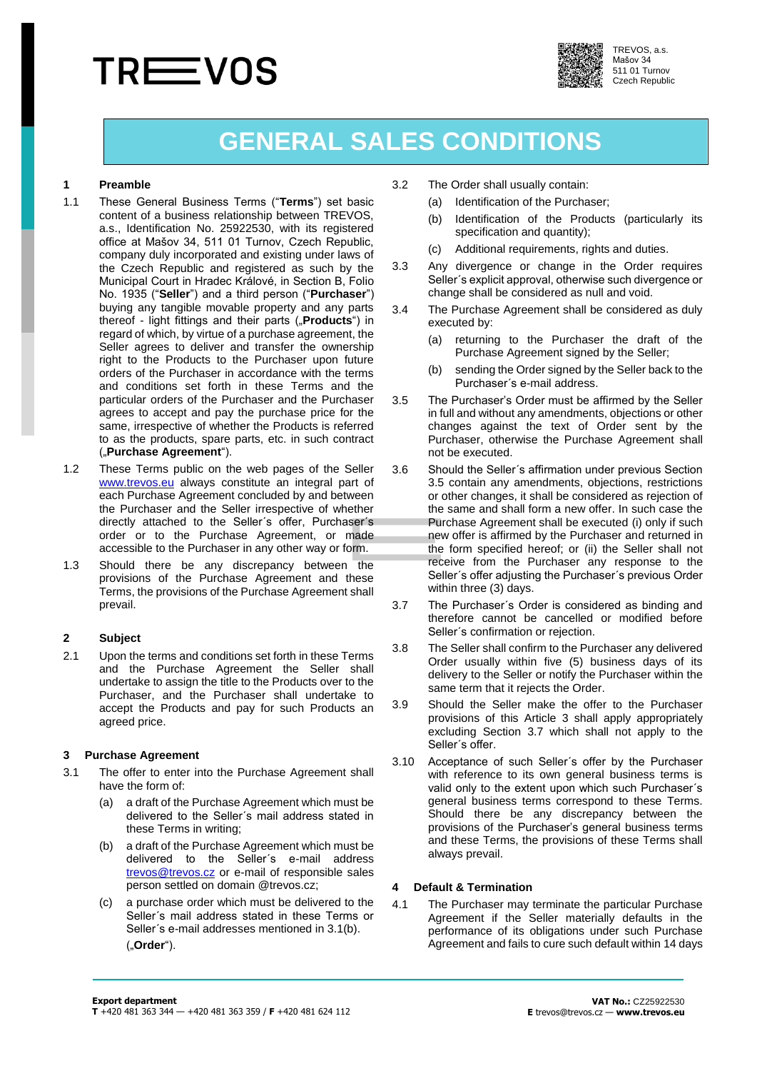TREVOS

TREVOS, a.s.
Mašov 34
511 01 Turnov
Czech Republic

# GENERAL SALES CONDITIONS

## 1 Preamble

1.1 These General Business Terms ("**Terms**") set basic content of a business relationship between TREVOS, a.s., Identification No. 25922530, with its registered office at Mašov 34, 511 01 Turnov, Czech Republic, company duly incorporated and existing under laws of the Czech Republic and registered as such by the Municipal Court in Hradec Králové, in Section B, Folio No. 1935 ("**Seller**") and a third person ("**Purchaser**") buying any tangible movable property and any parts thereof - light fittings and their parts („**Products**") in regard of which, by virtue of a purchase agreement, the Seller agrees to deliver and transfer the ownership right to the Products to the Purchaser upon future orders of the Purchaser in accordance with the terms and conditions set forth in these Terms and the particular orders of the Purchaser and the Purchaser agrees to accept and pay the purchase price for the same, irrespective of whether the Products is referred to as the products, spare parts, etc. in such contract („**Purchase Agreement**").

1.2 These Terms public on the web pages of the Seller www.trevos.eu always constitute an integral part of each Purchase Agreement concluded by and between the Purchaser and the Seller irrespective of whether directly attached to the Seller´s offer, Purchaser´s order or to the Purchase Agreement, or made accessible to the Purchaser in any other way or form.

1.3 Should there be any discrepancy between the provisions of the Purchase Agreement and these Terms, the provisions of the Purchase Agreement shall prevail.

## 2 Subject

2.1 Upon the terms and conditions set forth in these Terms and the Purchase Agreement the Seller shall undertake to assign the title to the Products over to the Purchaser, and the Purchaser shall undertake to accept the Products and pay for such Products an agreed price.

## 3 Purchase Agreement

3.1 The offer to enter into the Purchase Agreement shall have the form of:

(a) a draft of the Purchase Agreement which must be delivered to the Seller´s mail address stated in these Terms in writing;

(b) a draft of the Purchase Agreement which must be delivered to the Seller´s e-mail address trevos@trevos.cz or e-mail of responsible sales person settled on domain @trevos.cz;

(c) a purchase order which must be delivered to the Seller´s mail address stated in these Terms or Seller´s e-mail addresses mentioned in 3.1(b). („**Order**").

3.2 The Order shall usually contain:

(a) Identification of the Purchaser;

(b) Identification of the Products (particularly its specification and quantity);

(c) Additional requirements, rights and duties.

3.3 Any divergence or change in the Order requires Seller´s explicit approval, otherwise such divergence or change shall be considered as null and void.

3.4 The Purchase Agreement shall be considered as duly executed by:

(a) returning to the Purchaser the draft of the Purchase Agreement signed by the Seller;

(b) sending the Order signed by the Seller back to the Purchaser´s e-mail address.

3.5 The Purchaser's Order must be affirmed by the Seller in full and without any amendments, objections or other changes against the text of Order sent by the Purchaser, otherwise the Purchase Agreement shall not be executed.

3.6 Should the Seller´s affirmation under previous Section 3.5 contain any amendments, objections, restrictions or other changes, it shall be considered as rejection of the same and shall form a new offer. In such case the Purchase Agreement shall be executed (i) only if such new offer is affirmed by the Purchaser and returned in the form specified hereof; or (ii) the Seller shall not receive from the Purchaser any response to the Seller´s offer adjusting the Purchaser´s previous Order within three (3) days.

3.7 The Purchaser´s Order is considered as binding and therefore cannot be cancelled or modified before Seller´s confirmation or rejection.

3.8 The Seller shall confirm to the Purchaser any delivered Order usually within five (5) business days of its delivery to the Seller or notify the Purchaser within the same term that it rejects the Order.

3.9 Should the Seller make the offer to the Purchaser provisions of this Article 3 shall apply appropriately excluding Section 3.7 which shall not apply to the Seller´s offer.

3.10 Acceptance of such Seller´s offer by the Purchaser with reference to its own general business terms is valid only to the extent upon which such Purchaser´s general business terms correspond to these Terms. Should there be any discrepancy between the provisions of the Purchaser's general business terms and these Terms, the provisions of these Terms shall always prevail.

## 4 Default & Termination

4.1 The Purchaser may terminate the particular Purchase Agreement if the Seller materially defaults in the performance of its obligations under such Purchase Agreement and fails to cure such default within 14 days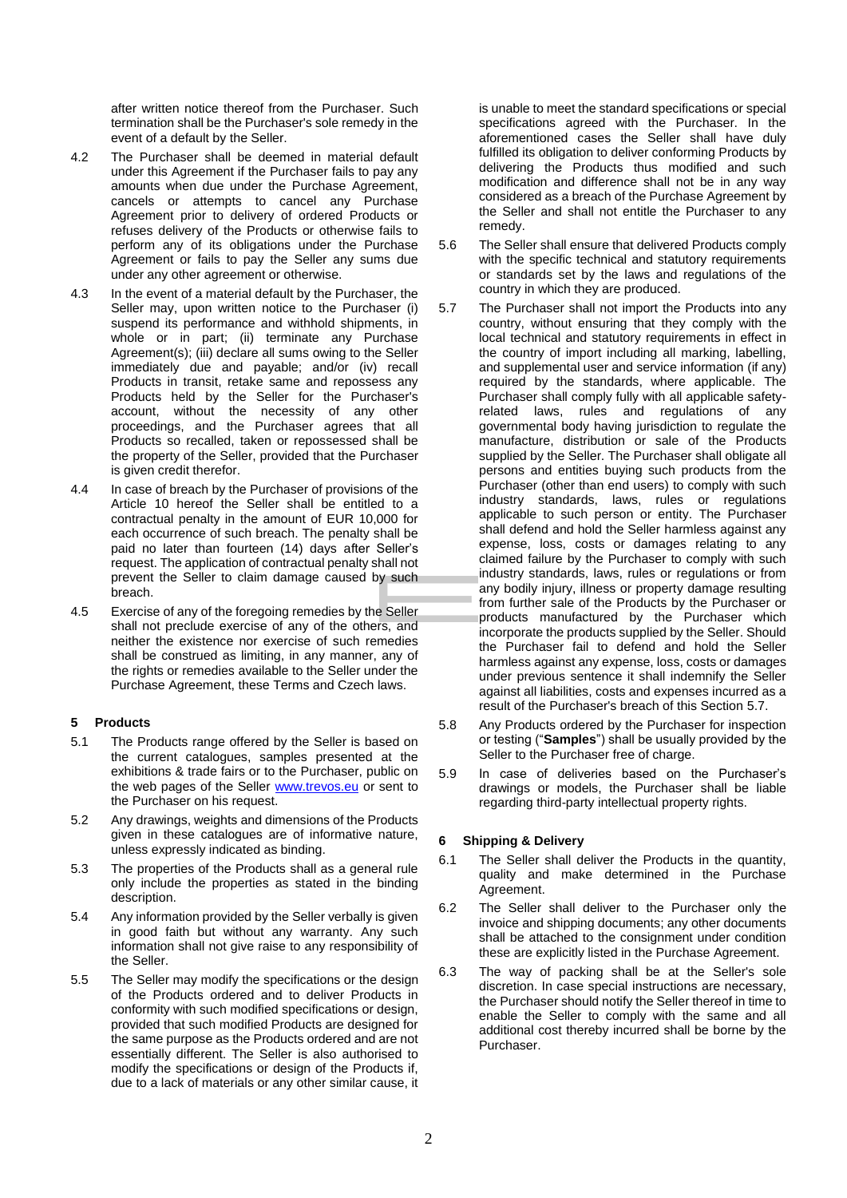after written notice thereof from the Purchaser. Such termination shall be the Purchaser's sole remedy in the event of a default by the Seller.

4.2 The Purchaser shall be deemed in material default under this Agreement if the Purchaser fails to pay any amounts when due under the Purchase Agreement, cancels or attempts to cancel any Purchase Agreement prior to delivery of ordered Products or refuses delivery of the Products or otherwise fails to perform any of its obligations under the Purchase Agreement or fails to pay the Seller any sums due under any other agreement or otherwise.

4.3 In the event of a material default by the Purchaser, the Seller may, upon written notice to the Purchaser (i) suspend its performance and withhold shipments, in whole or in part; (ii) terminate any Purchase Agreement(s); (iii) declare all sums owing to the Seller immediately due and payable; and/or (iv) recall Products in transit, retake same and repossess any Products held by the Seller for the Purchaser's account, without the necessity of any other proceedings, and the Purchaser agrees that all Products so recalled, taken or repossessed shall be the property of the Seller, provided that the Purchaser is given credit therefor.

4.4 In case of breach by the Purchaser of provisions of the Article 10 hereof the Seller shall be entitled to a contractual penalty in the amount of EUR 10,000 for each occurrence of such breach. The penalty shall be paid no later than fourteen (14) days after Seller's request. The application of contractual penalty shall not prevent the Seller to claim damage caused by such breach.

4.5 Exercise of any of the foregoing remedies by the Seller shall not preclude exercise of any of the others, and neither the existence nor exercise of such remedies shall be construed as limiting, in any manner, any of the rights or remedies available to the Seller under the Purchase Agreement, these Terms and Czech laws.

## 5 Products

5.1 The Products range offered by the Seller is based on the current catalogues, samples presented at the exhibitions & trade fairs or to the Purchaser, public on the web pages of the Seller www.trevos.eu or sent to the Purchaser on his request.

5.2 Any drawings, weights and dimensions of the Products given in these catalogues are of informative nature, unless expressly indicated as binding.

5.3 The properties of the Products shall as a general rule only include the properties as stated in the binding description.

5.4 Any information provided by the Seller verbally is given in good faith but without any warranty. Any such information shall not give raise to any responsibility of the Seller.

5.5 The Seller may modify the specifications or the design of the Products ordered and to deliver Products in conformity with such modified specifications or design, provided that such modified Products are designed for the same purpose as the Products ordered and are not essentially different. The Seller is also authorised to modify the specifications or design of the Products if, due to a lack of materials or any other similar cause, it is unable to meet the standard specifications or special specifications agreed with the Purchaser. In the aforementioned cases the Seller shall have duly fulfilled its obligation to deliver conforming Products by delivering the Products thus modified and such modification and difference shall not be in any way considered as a breach of the Purchase Agreement by the Seller and shall not entitle the Purchaser to any remedy.

5.6 The Seller shall ensure that delivered Products comply with the specific technical and statutory requirements or standards set by the laws and regulations of the country in which they are produced.

5.7 The Purchaser shall not import the Products into any country, without ensuring that they comply with the local technical and statutory requirements in effect in the country of import including all marking, labelling, and supplemental user and service information (if any) required by the standards, where applicable. The Purchaser shall comply fully with all applicable safety-related laws, rules and regulations of any governmental body having jurisdiction to regulate the manufacture, distribution or sale of the Products supplied by the Seller. The Purchaser shall obligate all persons and entities buying such products from the Purchaser (other than end users) to comply with such industry standards, laws, rules or regulations applicable to such person or entity. The Purchaser shall defend and hold the Seller harmless against any expense, loss, costs or damages relating to any claimed failure by the Purchaser to comply with such industry standards, laws, rules or regulations or from any bodily injury, illness or property damage resulting from further sale of the Products by the Purchaser or products manufactured by the Purchaser which incorporate the products supplied by the Seller. Should the Purchaser fail to defend and hold the Seller harmless against any expense, loss, costs or damages under previous sentence it shall indemnify the Seller against all liabilities, costs and expenses incurred as a result of the Purchaser's breach of this Section 5.7.

5.8 Any Products ordered by the Purchaser for inspection or testing ("**Samples**") shall be usually provided by the Seller to the Purchaser free of charge.

5.9 In case of deliveries based on the Purchaser's drawings or models, the Purchaser shall be liable regarding third-party intellectual property rights.

## 6 Shipping & Delivery

6.1 The Seller shall deliver the Products in the quantity, quality and make determined in the Purchase Agreement.

6.2 The Seller shall deliver to the Purchaser only the invoice and shipping documents; any other documents shall be attached to the consignment under condition these are explicitly listed in the Purchase Agreement.

6.3 The way of packing shall be at the Seller's sole discretion. In case special instructions are necessary, the Purchaser should notify the Seller thereof in time to enable the Seller to comply with the same and all additional cost thereby incurred shall be borne by the Purchaser.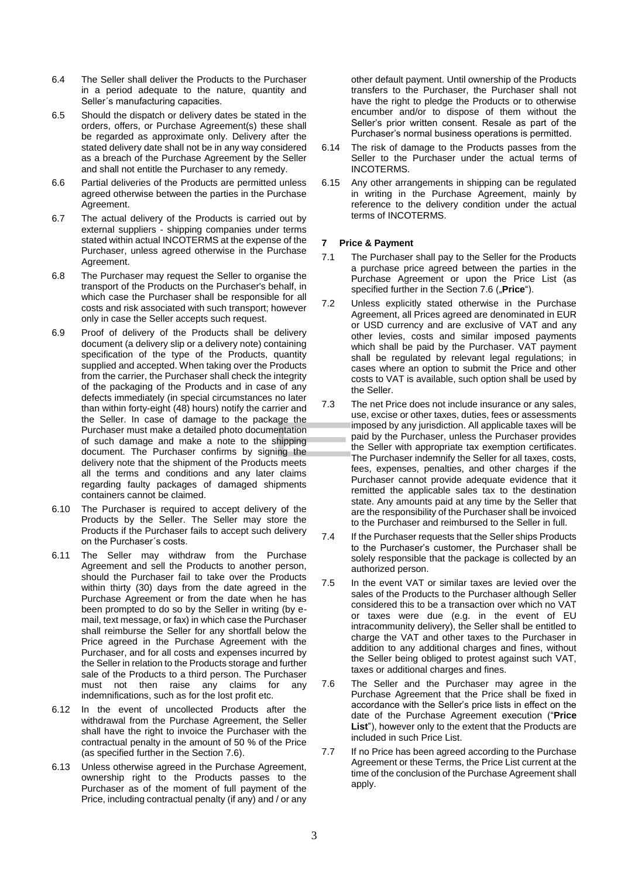6.4 The Seller shall deliver the Products to the Purchaser in a period adequate to the nature, quantity and Seller´s manufacturing capacities.

6.5 Should the dispatch or delivery dates be stated in the orders, offers, or Purchase Agreement(s) these shall be regarded as approximate only. Delivery after the stated delivery date shall not be in any way considered as a breach of the Purchase Agreement by the Seller and shall not entitle the Purchaser to any remedy.

6.6 Partial deliveries of the Products are permitted unless agreed otherwise between the parties in the Purchase Agreement.

6.7 The actual delivery of the Products is carried out by external suppliers - shipping companies under terms stated within actual INCOTERMS at the expense of the Purchaser, unless agreed otherwise in the Purchase Agreement.

6.8 The Purchaser may request the Seller to organise the transport of the Products on the Purchaser's behalf, in which case the Purchaser shall be responsible for all costs and risk associated with such transport; however only in case the Seller accepts such request.

6.9 Proof of delivery of the Products shall be delivery document (a delivery slip or a delivery note) containing specification of the type of the Products, quantity supplied and accepted. When taking over the Products from the carrier, the Purchaser shall check the integrity of the packaging of the Products and in case of any defects immediately (in special circumstances no later than within forty-eight (48) hours) notify the carrier and the Seller. In case of damage to the package the Purchaser must make a detailed photo documentation of such damage and make a note to the shipping document. The Purchaser confirms by signing the delivery note that the shipment of the Products meets all the terms and conditions and any later claims regarding faulty packages of damaged shipments containers cannot be claimed.

6.10 The Purchaser is required to accept delivery of the Products by the Seller. The Seller may store the Products if the Purchaser fails to accept such delivery on the Purchaser´s costs.

6.11 The Seller may withdraw from the Purchase Agreement and sell the Products to another person, should the Purchaser fail to take over the Products within thirty (30) days from the date agreed in the Purchase Agreement or from the date when he has been prompted to do so by the Seller in writing (by e-mail, text message, or fax) in which case the Purchaser shall reimburse the Seller for any shortfall below the Price agreed in the Purchase Agreement with the Purchaser, and for all costs and expenses incurred by the Seller in relation to the Products storage and further sale of the Products to a third person. The Purchaser must not then raise any claims for any indemnifications, such as for the lost profit etc.

6.12 In the event of uncollected Products after the withdrawal from the Purchase Agreement, the Seller shall have the right to invoice the Purchaser with the contractual penalty in the amount of 50 % of the Price (as specified further in the Section 7.6).

6.13 Unless otherwise agreed in the Purchase Agreement, ownership right to the Products passes to the Purchaser as of the moment of full payment of the Price, including contractual penalty (if any) and / or any other default payment. Until ownership of the Products transfers to the Purchaser, the Purchaser shall not have the right to pledge the Products or to otherwise encumber and/or to dispose of them without the Seller's prior written consent. Resale as part of the Purchaser's normal business operations is permitted.

6.14 The risk of damage to the Products passes from the Seller to the Purchaser under the actual terms of INCOTERMS.

6.15 Any other arrangements in shipping can be regulated in writing in the Purchase Agreement, mainly by reference to the delivery condition under the actual terms of INCOTERMS.

## 7 Price & Payment

7.1 The Purchaser shall pay to the Seller for the Products a purchase price agreed between the parties in the Purchase Agreement or upon the Price List (as specified further in the Section 7.6 („**Price**").

7.2 Unless explicitly stated otherwise in the Purchase Agreement, all Prices agreed are denominated in EUR or USD currency and are exclusive of VAT and any other levies, costs and similar imposed payments which shall be paid by the Purchaser. VAT payment shall be regulated by relevant legal regulations; in cases where an option to submit the Price and other costs to VAT is available, such option shall be used by the Seller.

7.3 The net Price does not include insurance or any sales, use, excise or other taxes, duties, fees or assessments imposed by any jurisdiction. All applicable taxes will be paid by the Purchaser, unless the Purchaser provides the Seller with appropriate tax exemption certificates. The Purchaser indemnify the Seller for all taxes, costs, fees, expenses, penalties, and other charges if the Purchaser cannot provide adequate evidence that it remitted the applicable sales tax to the destination state. Any amounts paid at any time by the Seller that are the responsibility of the Purchaser shall be invoiced to the Purchaser and reimbursed to the Seller in full.

7.4 If the Purchaser requests that the Seller ships Products to the Purchaser's customer, the Purchaser shall be solely responsible that the package is collected by an authorized person.

7.5 In the event VAT or similar taxes are levied over the sales of the Products to the Purchaser although Seller considered this to be a transaction over which no VAT or taxes were due (e.g. in the event of EU intracommunity delivery), the Seller shall be entitled to charge the VAT and other taxes to the Purchaser in addition to any additional charges and fines, without the Seller being obliged to protest against such VAT, taxes or additional charges and fines.

7.6 The Seller and the Purchaser may agree in the Purchase Agreement that the Price shall be fixed in accordance with the Seller's price lists in effect on the date of the Purchase Agreement execution ("**Price List**"), however only to the extent that the Products are included in such Price List.

7.7 If no Price has been agreed according to the Purchase Agreement or these Terms, the Price List current at the time of the conclusion of the Purchase Agreement shall apply.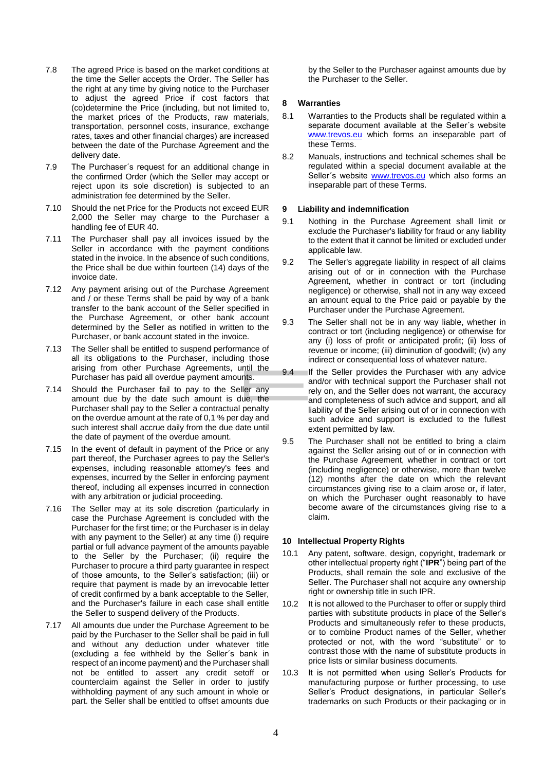7.8 The agreed Price is based on the market conditions at the time the Seller accepts the Order. The Seller has the right at any time by giving notice to the Purchaser to adjust the agreed Price if cost factors that (co)determine the Price (including, but not limited to, the market prices of the Products, raw materials, transportation, personnel costs, insurance, exchange rates, taxes and other financial charges) are increased between the date of the Purchase Agreement and the delivery date.

7.9 The Purchaser´s request for an additional change in the confirmed Order (which the Seller may accept or reject upon its sole discretion) is subjected to an administration fee determined by the Seller.

7.10 Should the net Price for the Products not exceed EUR 2,000 the Seller may charge to the Purchaser a handling fee of EUR 40.

7.11 The Purchaser shall pay all invoices issued by the Seller in accordance with the payment conditions stated in the invoice. In the absence of such conditions, the Price shall be due within fourteen (14) days of the invoice date.

7.12 Any payment arising out of the Purchase Agreement and / or these Terms shall be paid by way of a bank transfer to the bank account of the Seller specified in the Purchase Agreement, or other bank account determined by the Seller as notified in written to the Purchaser, or bank account stated in the invoice.

7.13 The Seller shall be entitled to suspend performance of all its obligations to the Purchaser, including those arising from other Purchase Agreements, until the Purchaser has paid all overdue payment amounts.

7.14 Should the Purchaser fail to pay to the Seller any amount due by the date such amount is due, the Purchaser shall pay to the Seller a contractual penalty on the overdue amount at the rate of 0,1 % per day and such interest shall accrue daily from the due date until the date of payment of the overdue amount.

7.15 In the event of default in payment of the Price or any part thereof, the Purchaser agrees to pay the Seller's expenses, including reasonable attorney's fees and expenses, incurred by the Seller in enforcing payment thereof, including all expenses incurred in connection with any arbitration or judicial proceeding.

7.16 The Seller may at its sole discretion (particularly in case the Purchase Agreement is concluded with the Purchaser for the first time; or the Purchaser is in delay with any payment to the Seller) at any time (i) require partial or full advance payment of the amounts payable to the Seller by the Purchaser; (ii) require the Purchaser to procure a third party guarantee in respect of those amounts, to the Seller's satisfaction; (iii) or require that payment is made by an irrevocable letter of credit confirmed by a bank acceptable to the Seller, and the Purchaser's failure in each case shall entitle the Seller to suspend delivery of the Products.

7.17 All amounts due under the Purchase Agreement to be paid by the Purchaser to the Seller shall be paid in full and without any deduction under whatever title (excluding a fee withheld by the Seller´s bank in respect of an income payment) and the Purchaser shall not be entitled to assert any credit setoff or counterclaim against the Seller in order to justify withholding payment of any such amount in whole or part. the Seller shall be entitled to offset amounts due by the Seller to the Purchaser against amounts due by the Purchaser to the Seller.

## 8 Warranties

8.1 Warranties to the Products shall be regulated within a separate document available at the Seller´s website www.trevos.eu which forms an inseparable part of these Terms.

8.2 Manuals, instructions and technical schemes shall be regulated within a special document available at the Seller´s website www.trevos.eu which also forms an inseparable part of these Terms.

## 9 Liability and indemnification

9.1 Nothing in the Purchase Agreement shall limit or exclude the Purchaser's liability for fraud or any liability to the extent that it cannot be limited or excluded under applicable law.

9.2 The Seller's aggregate liability in respect of all claims arising out of or in connection with the Purchase Agreement, whether in contract or tort (including negligence) or otherwise, shall not in any way exceed an amount equal to the Price paid or payable by the Purchaser under the Purchase Agreement.

9.3 The Seller shall not be in any way liable, whether in contract or tort (including negligence) or otherwise for any (i) loss of profit or anticipated profit; (ii) loss of revenue or income; (iii) diminution of goodwill; (iv) any indirect or consequential loss of whatever nature.

9.4 If the Seller provides the Purchaser with any advice and/or with technical support the Purchaser shall not rely on, and the Seller does not warrant, the accuracy and completeness of such advice and support, and all liability of the Seller arising out of or in connection with such advice and support is excluded to the fullest extent permitted by law.

9.5 The Purchaser shall not be entitled to bring a claim against the Seller arising out of or in connection with the Purchase Agreement, whether in contract or tort (including negligence) or otherwise, more than twelve (12) months after the date on which the relevant circumstances giving rise to a claim arose or, if later, on which the Purchaser ought reasonably to have become aware of the circumstances giving rise to a claim.

## 10 Intellectual Property Rights

10.1 Any patent, software, design, copyright, trademark or other intellectual property right ("**IPR**") being part of the Products, shall remain the sole and exclusive of the Seller. The Purchaser shall not acquire any ownership right or ownership title in such IPR.

10.2 It is not allowed to the Purchaser to offer or supply third parties with substitute products in place of the Seller's Products and simultaneously refer to these products, or to combine Product names of the Seller, whether protected or not, with the word "substitute" or to contrast those with the name of substitute products in price lists or similar business documents.

10.3 It is not permitted when using Seller's Products for manufacturing purpose or further processing, to use Seller's Product designations, in particular Seller's trademarks on such Products or their packaging or in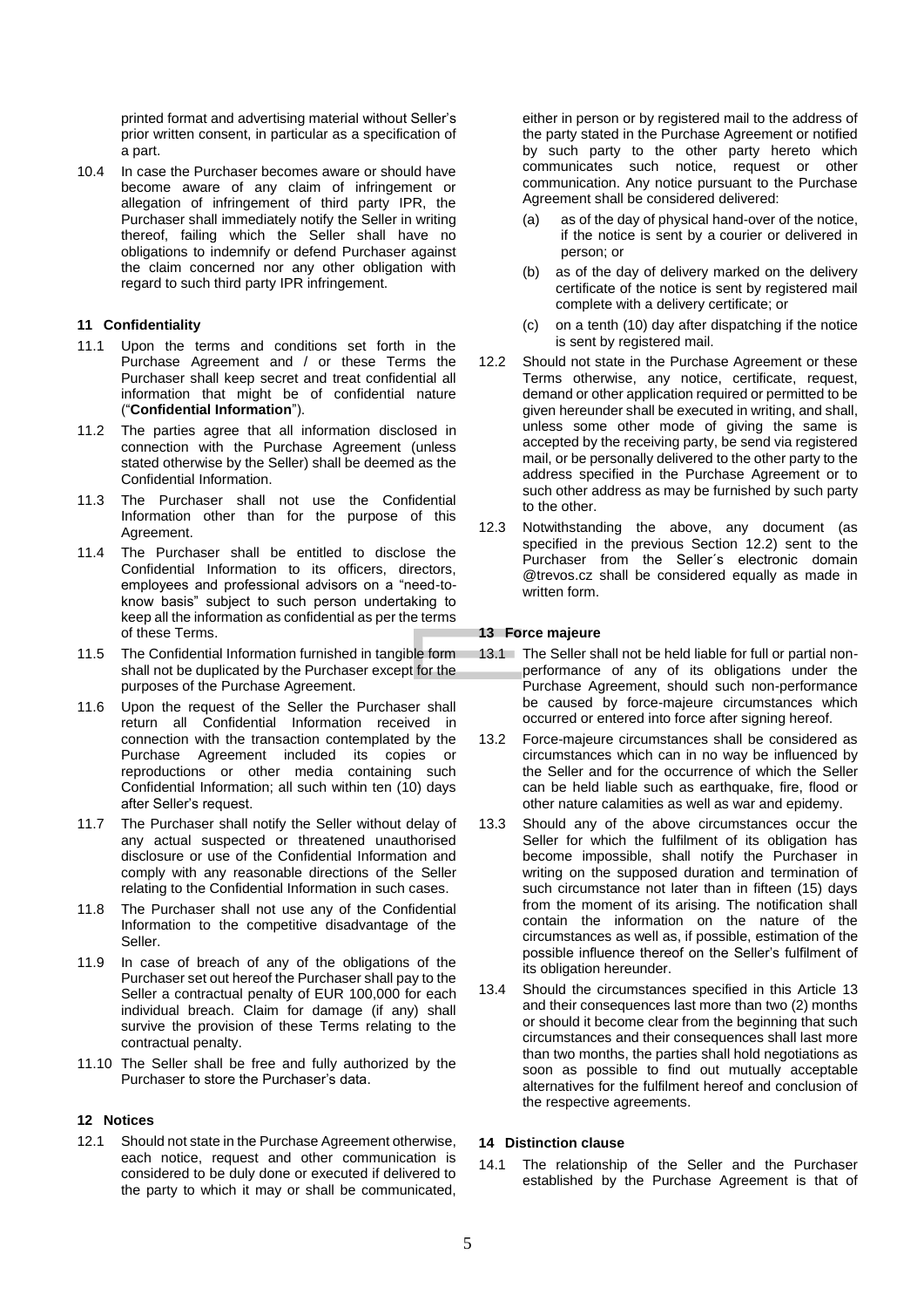printed format and advertising material without Seller's prior written consent, in particular as a specification of a part.

10.4 In case the Purchaser becomes aware or should have become aware of any claim of infringement or allegation of infringement of third party IPR, the Purchaser shall immediately notify the Seller in writing thereof, failing which the Seller shall have no obligations to indemnify or defend Purchaser against the claim concerned nor any other obligation with regard to such third party IPR infringement.

## 11 Confidentiality

11.1 Upon the terms and conditions set forth in the Purchase Agreement and / or these Terms the Purchaser shall keep secret and treat confidential all information that might be of confidential nature ("**Confidential Information**").

11.2 The parties agree that all information disclosed in connection with the Purchase Agreement (unless stated otherwise by the Seller) shall be deemed as the Confidential Information.

11.3 The Purchaser shall not use the Confidential Information other than for the purpose of this Agreement.

11.4 The Purchaser shall be entitled to disclose the Confidential Information to its officers, directors, employees and professional advisors on a "need-to-know basis" subject to such person undertaking to keep all the information as confidential as per the terms of these Terms.

11.5 The Confidential Information furnished in tangible form shall not be duplicated by the Purchaser except for the purposes of the Purchase Agreement.

11.6 Upon the request of the Seller the Purchaser shall return all Confidential Information received in connection with the transaction contemplated by the Purchase Agreement included its copies or reproductions or other media containing such Confidential Information; all such within ten (10) days after Seller's request.

11.7 The Purchaser shall notify the Seller without delay of any actual suspected or threatened unauthorised disclosure or use of the Confidential Information and comply with any reasonable directions of the Seller relating to the Confidential Information in such cases.

11.8 The Purchaser shall not use any of the Confidential Information to the competitive disadvantage of the Seller.

11.9 In case of breach of any of the obligations of the Purchaser set out hereof the Purchaser shall pay to the Seller a contractual penalty of EUR 100,000 for each individual breach. Claim for damage (if any) shall survive the provision of these Terms relating to the contractual penalty.

11.10 The Seller shall be free and fully authorized by the Purchaser to store the Purchaser's data.

## 12 Notices

12.1 Should not state in the Purchase Agreement otherwise, each notice, request and other communication is considered to be duly done or executed if delivered to the party to which it may or shall be communicated, either in person or by registered mail to the address of the party stated in the Purchase Agreement or notified by such party to the other party hereto which communicates such notice, request or other communication. Any notice pursuant to the Purchase Agreement shall be considered delivered:

(a) as of the day of physical hand-over of the notice, if the notice is sent by a courier or delivered in person; or

(b) as of the day of delivery marked on the delivery certificate of the notice is sent by registered mail complete with a delivery certificate; or

(c) on a tenth (10) day after dispatching if the notice is sent by registered mail.

12.2 Should not state in the Purchase Agreement or these Terms otherwise, any notice, certificate, request, demand or other application required or permitted to be given hereunder shall be executed in writing, and shall, unless some other mode of giving the same is accepted by the receiving party, be send via registered mail, or be personally delivered to the other party to the address specified in the Purchase Agreement or to such other address as may be furnished by such party to the other.

12.3 Notwithstanding the above, any document (as specified in the previous Section 12.2) sent to the Purchaser from the Seller´s electronic domain @trevos.cz shall be considered equally as made in written form.

## 13 Force majeure

13.1 The Seller shall not be held liable for full or partial non-performance of any of its obligations under the Purchase Agreement, should such non-performance be caused by force-majeure circumstances which occurred or entered into force after signing hereof.

13.2 Force-majeure circumstances shall be considered as circumstances which can in no way be influenced by the Seller and for the occurrence of which the Seller can be held liable such as earthquake, fire, flood or other nature calamities as well as war and epidemy.

13.3 Should any of the above circumstances occur the Seller for which the fulfilment of its obligation has become impossible, shall notify the Purchaser in writing on the supposed duration and termination of such circumstance not later than in fifteen (15) days from the moment of its arising. The notification shall contain the information on the nature of the circumstances as well as, if possible, estimation of the possible influence thereof on the Seller's fulfilment of its obligation hereunder.

13.4 Should the circumstances specified in this Article 13 and their consequences last more than two (2) months or should it become clear from the beginning that such circumstances and their consequences shall last more than two months, the parties shall hold negotiations as soon as possible to find out mutually acceptable alternatives for the fulfilment hereof and conclusion of the respective agreements.

## 14 Distinction clause

14.1 The relationship of the Seller and the Purchaser established by the Purchase Agreement is that of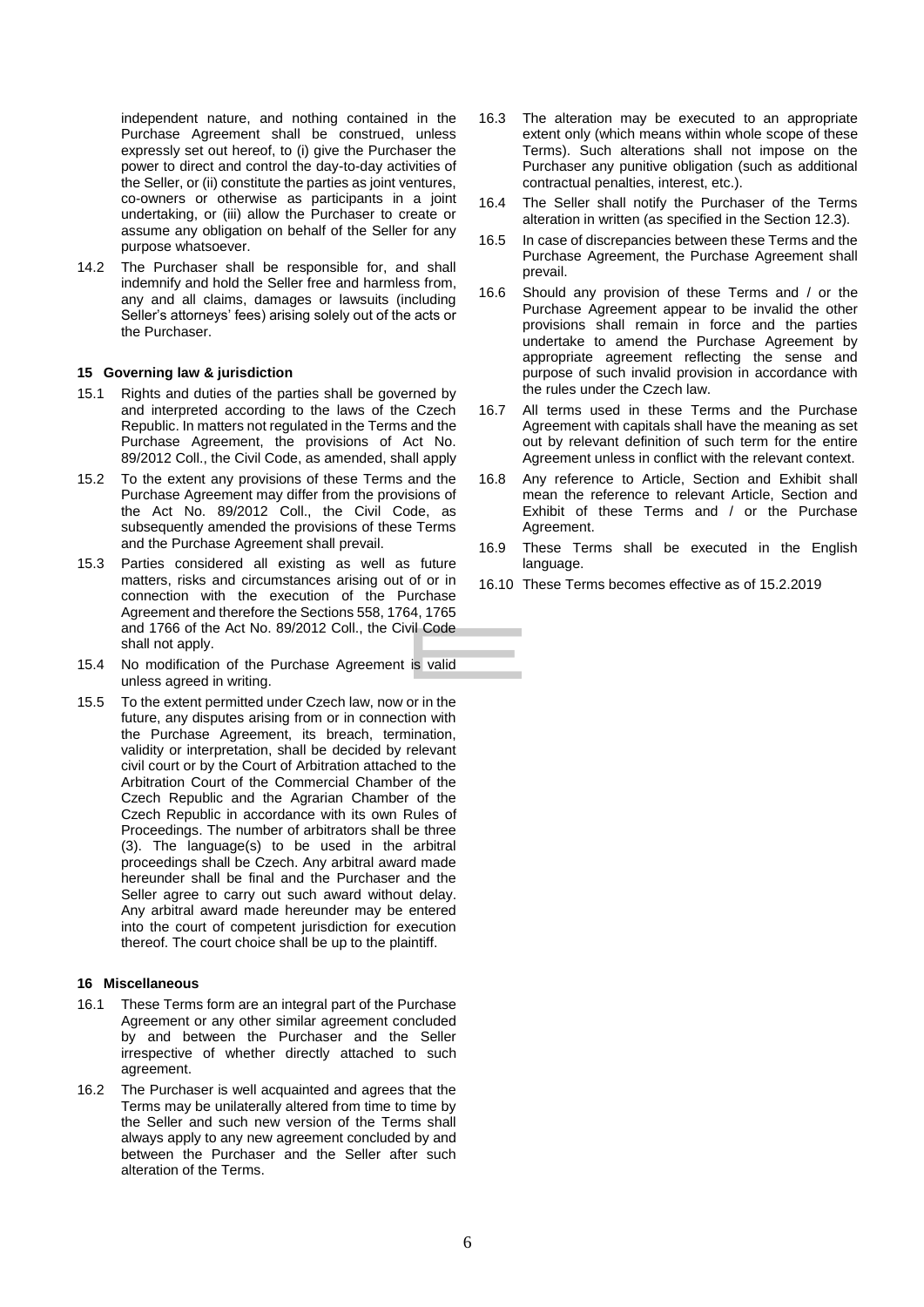independent nature, and nothing contained in the Purchase Agreement shall be construed, unless expressly set out hereof, to (i) give the Purchaser the power to direct and control the day-to-day activities of the Seller, or (ii) constitute the parties as joint ventures, co-owners or otherwise as participants in a joint undertaking, or (iii) allow the Purchaser to create or assume any obligation on behalf of the Seller for any purpose whatsoever.

14.2 The Purchaser shall be responsible for, and shall indemnify and hold the Seller free and harmless from, any and all claims, damages or lawsuits (including Seller's attorneys' fees) arising solely out of the acts or the Purchaser.

## 15 Governing law & jurisdiction

15.1 Rights and duties of the parties shall be governed by and interpreted according to the laws of the Czech Republic. In matters not regulated in the Terms and the Purchase Agreement, the provisions of Act No. 89/2012 Coll., the Civil Code, as amended, shall apply

15.2 To the extent any provisions of these Terms and the Purchase Agreement may differ from the provisions of the Act No. 89/2012 Coll., the Civil Code, as subsequently amended the provisions of these Terms and the Purchase Agreement shall prevail.

15.3 Parties considered all existing as well as future matters, risks and circumstances arising out of or in connection with the execution of the Purchase Agreement and therefore the Sections 558, 1764, 1765 and 1766 of the Act No. 89/2012 Coll., the Civil Code shall not apply.

15.4 No modification of the Purchase Agreement is valid unless agreed in writing.

15.5 To the extent permitted under Czech law, now or in the future, any disputes arising from or in connection with the Purchase Agreement, its breach, termination, validity or interpretation, shall be decided by relevant civil court or by the Court of Arbitration attached to the Arbitration Court of the Commercial Chamber of the Czech Republic and the Agrarian Chamber of the Czech Republic in accordance with its own Rules of Proceedings. The number of arbitrators shall be three (3). The language(s) to be used in the arbitral proceedings shall be Czech. Any arbitral award made hereunder shall be final and the Purchaser and the Seller agree to carry out such award without delay. Any arbitral award made hereunder may be entered into the court of competent jurisdiction for execution thereof. The court choice shall be up to the plaintiff.

## 16 Miscellaneous

16.1 These Terms form are an integral part of the Purchase Agreement or any other similar agreement concluded by and between the Purchaser and the Seller irrespective of whether directly attached to such agreement.

16.2 The Purchaser is well acquainted and agrees that the Terms may be unilaterally altered from time to time by the Seller and such new version of the Terms shall always apply to any new agreement concluded by and between the Purchaser and the Seller after such alteration of the Terms.

16.3 The alteration may be executed to an appropriate extent only (which means within whole scope of these Terms). Such alterations shall not impose on the Purchaser any punitive obligation (such as additional contractual penalties, interest, etc.).

16.4 The Seller shall notify the Purchaser of the Terms alteration in written (as specified in the Section 12.3).

16.5 In case of discrepancies between these Terms and the Purchase Agreement, the Purchase Agreement shall prevail.

16.6 Should any provision of these Terms and / or the Purchase Agreement appear to be invalid the other provisions shall remain in force and the parties undertake to amend the Purchase Agreement by appropriate agreement reflecting the sense and purpose of such invalid provision in accordance with the rules under the Czech law.

16.7 All terms used in these Terms and the Purchase Agreement with capitals shall have the meaning as set out by relevant definition of such term for the entire Agreement unless in conflict with the relevant context.

16.8 Any reference to Article, Section and Exhibit shall mean the reference to relevant Article, Section and Exhibit of these Terms and / or the Purchase Agreement.

16.9 These Terms shall be executed in the English language.

16.10 These Terms becomes effective as of 15.2.2019